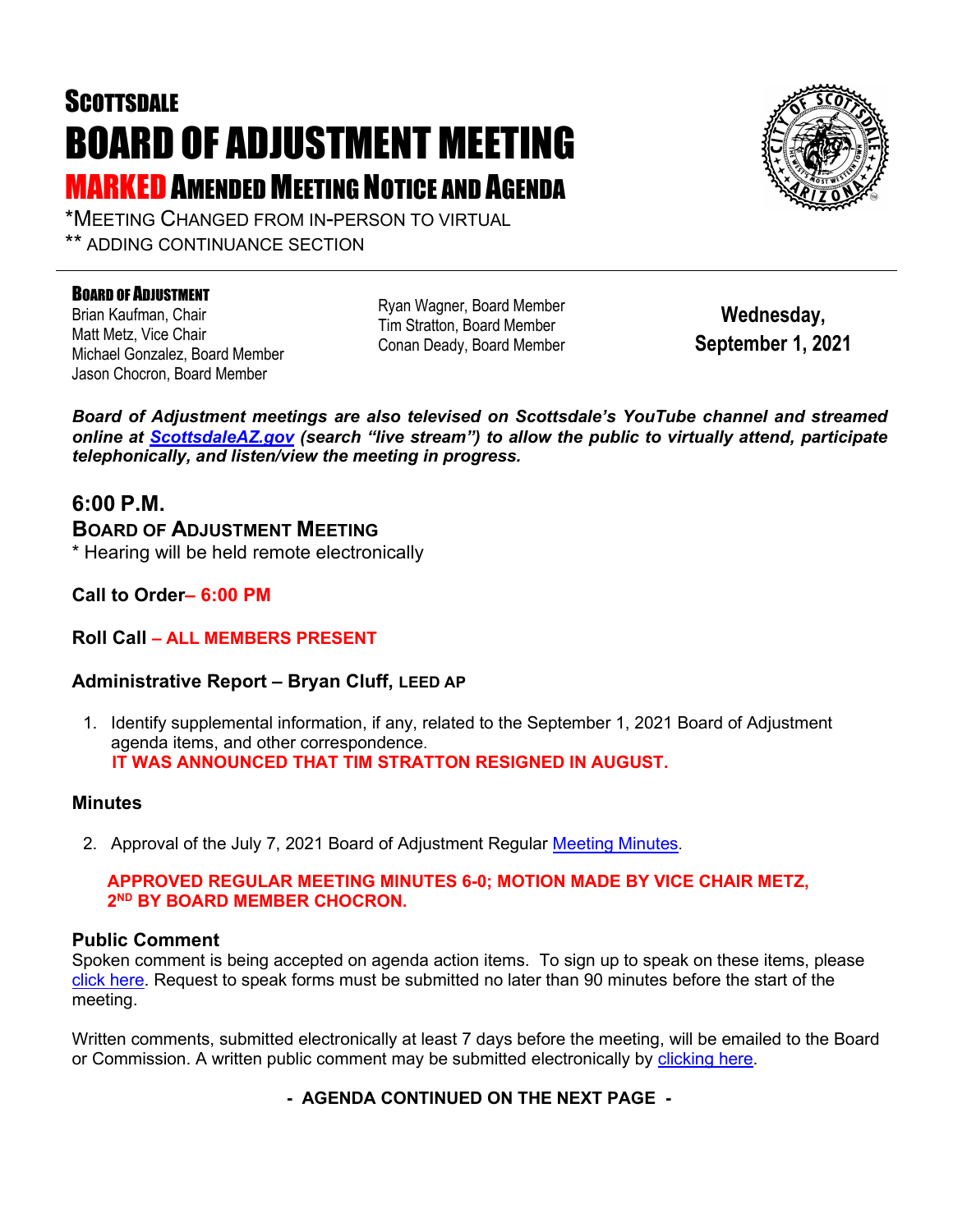# SCOTTSDALE

# BOARD OF ADJUSTMENT MEETING

## MARKED AMENDED MEETING NOTICE AND AGENDA

*MEETING CHANGED FROM IN-PERSON TO VIRTUAL

** ADDING CONTINUANCE SECTION

---

**BOARD OF ADJUSTMENT**

Brian Kaufman, Chair
Matt Metz, Vice Chair
Michael Gonzalez, Board Member
Jason Chocron, Board Member
Ryan Wagner, Board Member
Tim Stratton, Board Member
Conan Deady, Board Member

**Wednesday, September 1, 2021**

***Board of Adjustment meetings are also televised on Scottsdale's YouTube channel and streamed online at [ScottsdaleAZ.gov](ScottsdaleAZ.gov) (search "live stream") to allow the public to virtually attend, participate telephonically, and listen/view the meeting in progress.***

## 6:00 P.M.

### BOARD OF ADJUSTMENT MEETING

* Hearing will be held remote electronically

**Call to Order– 6:00 PM**

**Roll Call – ALL MEMBERS PRESENT**

### Administrative Report – Bryan Cluff, LEED AP

1. Identify supplemental information, if any, related to the September 1, 2021 Board of Adjustment agenda items, and other correspondence.
   **IT WAS ANNOUNCED THAT TIM STRATTON RESIGNED IN AUGUST.**

### Minutes

2. Approval of the July 7, 2021 Board of Adjustment Regular Meeting Minutes.

   **APPROVED REGULAR MEETING MINUTES 6-0; MOTION MADE BY VICE CHAIR METZ, 2ND BY BOARD MEMBER CHOCRON.**

### Public Comment

Spoken comment is being accepted on agenda action items. To sign up to speak on these items, please click here. Request to speak forms must be submitted no later than 90 minutes before the start of the meeting.

Written comments, submitted electronically at least 7 days before the meeting, will be emailed to the Board or Commission. A written public comment may be submitted electronically by clicking here.

**- AGENDA CONTINUED ON THE NEXT PAGE -**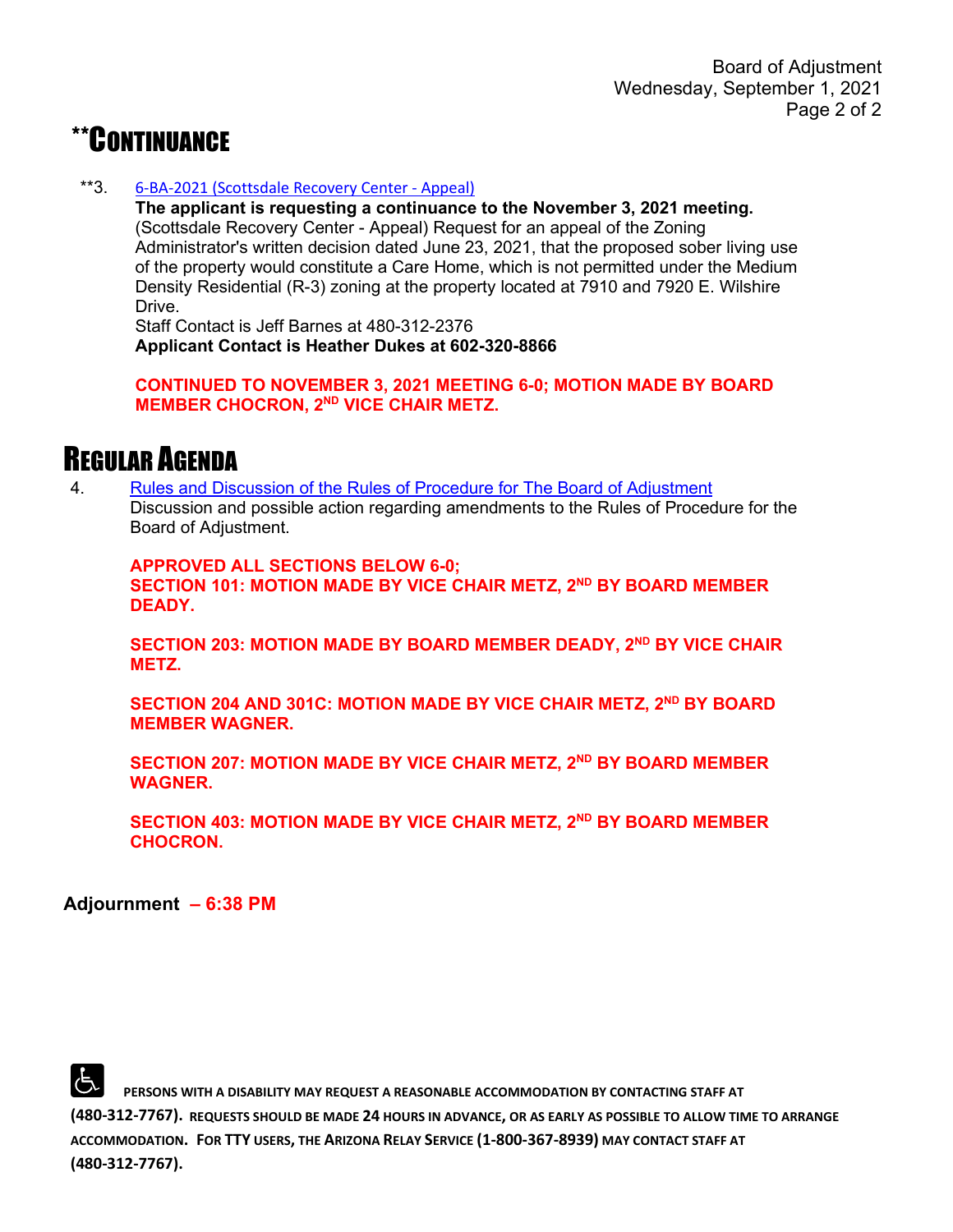## **CONTINUANCE

**3. [6-BA-2021 (Scottsdale Recovery Center - Appeal)]

**The applicant is requesting a continuance to the November 3, 2021 meeting.**
(Scottsdale Recovery Center - Appeal) Request for an appeal of the Zoning Administrator's written decision dated June 23, 2021, that the proposed sober living use of the property would constitute a Care Home, which is not permitted under the Medium Density Residential (R-3) zoning at the property located at 7910 and 7920 E. Wilshire Drive.
Staff Contact is Jeff Barnes at 480-312-2376
**Applicant Contact is Heather Dukes at 602-320-8866**

**CONTINUED TO NOVEMBER 3, 2021 MEETING 6-0; MOTION MADE BY BOARD MEMBER CHOCRON, 2ND VICE CHAIR METZ.**

## REGULAR AGENDA

4. [Rules and Discussion of the Rules of Procedure for The Board of Adjustment]
Discussion and possible action regarding amendments to the Rules of Procedure for the Board of Adjustment.

**APPROVED ALL SECTIONS BELOW 6-0;**
**SECTION 101: MOTION MADE BY VICE CHAIR METZ, 2ND BY BOARD MEMBER DEADY.**

**SECTION 203: MOTION MADE BY BOARD MEMBER DEADY, 2ND BY VICE CHAIR METZ.**

**SECTION 204 AND 301C: MOTION MADE BY VICE CHAIR METZ, 2ND BY BOARD MEMBER WAGNER.**

**SECTION 207: MOTION MADE BY VICE CHAIR METZ, 2ND BY BOARD MEMBER WAGNER.**

**SECTION 403: MOTION MADE BY VICE CHAIR METZ, 2ND BY BOARD MEMBER CHOCRON.**

**Adjournment – 6:38 PM**

PERSONS WITH A DISABILITY MAY REQUEST A REASONABLE ACCOMMODATION BY CONTACTING STAFF AT (480-312-7767). REQUESTS SHOULD BE MADE 24 HOURS IN ADVANCE, OR AS EARLY AS POSSIBLE TO ALLOW TIME TO ARRANGE ACCOMMODATION. FOR TTY USERS, THE ARIZONA RELAY SERVICE (1-800-367-8939) MAY CONTACT STAFF AT (480-312-7767).